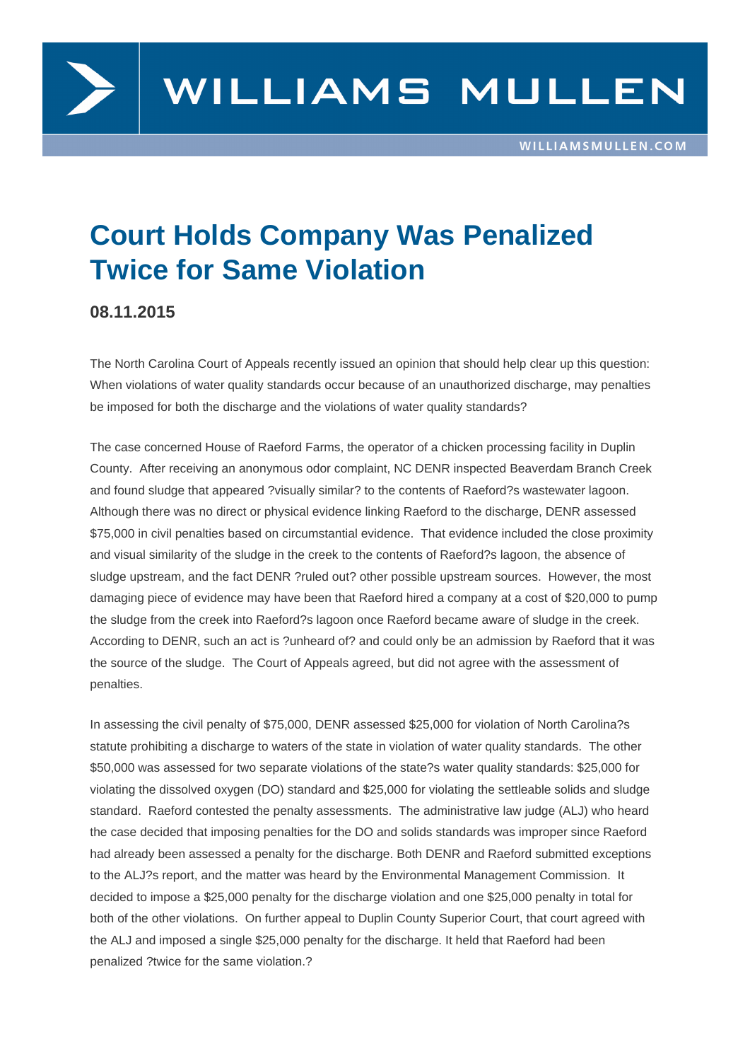# Court Holds Company Was Penalized Twice for Same Violation

**08.11.2015**

The North Carolina Court of Appeals recently issued an opinion that should help clear up this question: When violations of water quality standards occur because of an unauthorized discharge, may penalties be imposed for both the discharge and the violations of water quality standards?

The case concerned House of Raeford Farms, the operator of a chicken processing facility in Duplin County. After receiving an anonymous odor complaint, NC DENR inspected Beaverdam Branch Creek and found sludge that appeared ?visually similar? to the contents of Raeford?s wastewater lagoon. Although there was no direct or physical evidence linking Raeford to the discharge, DENR assessed $75,000 in civil penalties based on circumstantial evidence. That evidence included the close proximity and visual similarity of the sludge in the creek to the contents of Raeford?s lagoon, the absence of sludge upstream, and the fact DENR ?ruled out? other possible upstream sources. However, the most damaging piece of evidence may have been that Raeford hired a company at a cost of $20,000 to pump the sludge from the creek into Raeford?s lagoon once Raeford became aware of sludge in the creek. According to DENR, such an act is ?unheard of? and could only be an admission by Raeford that it was the source of the sludge. The Court of Appeals agreed, but did not agree with the assessment of penalties.

In assessing the civil penalty of $75,000, DENR assessed $25,000 for violation of North Carolina?s statute prohibiting a discharge to waters of the state in violation of water quality standards. The other $50,000 was assessed for two separate violations of the state?s water quality standards: $25,000 for violating the dissolved oxygen (DO) standard and $25,000 for violating the settleable solids and sludge standard. Raeford contested the penalty assessments. The administrative law judge (ALJ) who heard the case decided that imposing penalties for the DO and solids standards was improper since Raeford had already been assessed a penalty for the discharge. Both DENR and Raeford submitted exceptions to the ALJ?s report, and the matter was heard by the Environmental Management Commission. It decided to impose a $25,000 penalty for the discharge violation and one $25,000 penalty in total for both of the other violations. On further appeal to Duplin County Superior Court, that court agreed with the ALJ and imposed a single $25,000 penalty for the discharge. It held that Raeford had been penalized ?twice for the same violation.?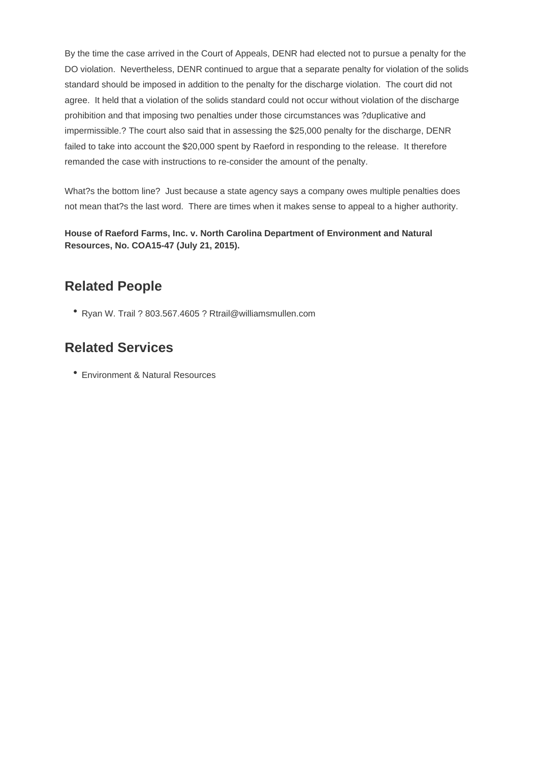By the time the case arrived in the Court of Appeals, DENR had elected not to pursue a penalty for the DO violation. Nevertheless, DENR continued to argue that a separate penalty for violation of the solids standard should be imposed in addition to the penalty for the discharge violation. The court did not agree. It held that a violation of the solids standard could not occur without violation of the discharge prohibition and that imposing two penalties under those circumstances was ?duplicative and impermissible.? The court also said that in assessing the $25,000 penalty for the discharge, DENR failed to take into account the $20,000 spent by Raeford in responding to the release. It therefore remanded the case with instructions to re-consider the amount of the penalty.

What?s the bottom line? Just because a state agency says a company owes multiple penalties does not mean that?s the last word. There are times when it makes sense to appeal to a higher authority.

**House of Raeford Farms, Inc. v. North Carolina Department of Environment and Natural Resources, No. COA15-47 (July 21, 2015).**

## Related People

- Ryan W. Trail ? 803.567.4605 ? Rtrail@williamsmullen.com

## Related Services

- Environment & Natural Resources